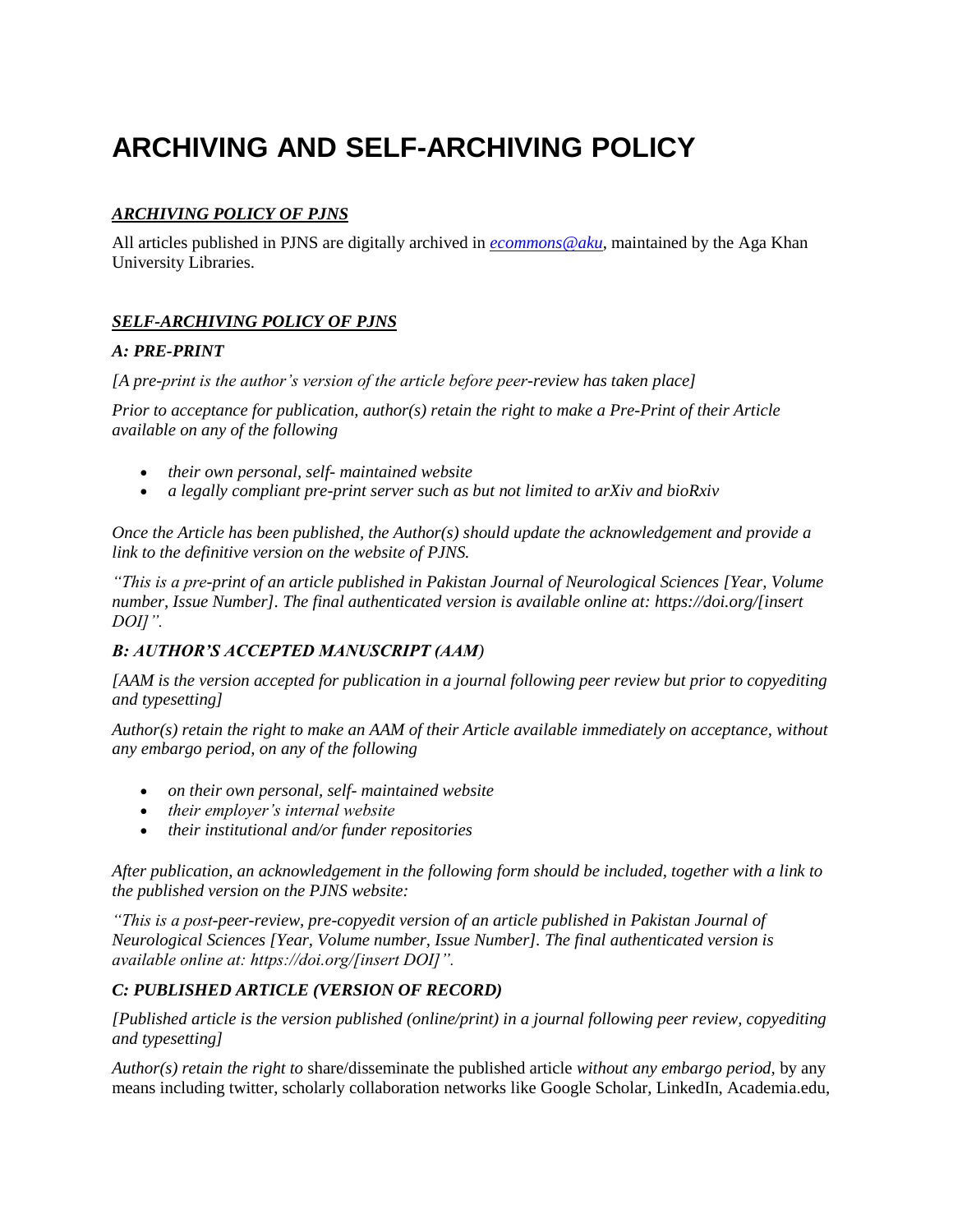# ARCHIVING AND SELF-ARCHIVING POLICY

## ***ARCHIVING POLICY OF PJNS***

All articles published in PJNS are digitally archived in *ecommons@aku*, maintained by the Aga Khan University Libraries.

## ***SELF-ARCHIVING POLICY OF PJNS***

### *A: PRE-PRINT*

*[A pre-print is the author's version of the article before peer-review has taken place]*

*Prior to acceptance for publication, author(s) retain the right to make a Pre-Print of their Article available on any of the following*

- *their own personal, self- maintained website*
- *a legally compliant pre-print server such as but not limited to arXiv and bioRxiv*

*Once the Article has been published, the Author(s) should update the acknowledgement and provide a link to the definitive version on the website of PJNS.*

*"This is a pre-print of an article published in Pakistan Journal of Neurological Sciences [Year, Volume number, Issue Number]. The final authenticated version is available online at: https://doi.org/[insert DOI]".*

### *B: AUTHOR'S ACCEPTED MANUSCRIPT (AAM)*

*[AAM is the version accepted for publication in a journal following peer review but prior to copyediting and typesetting]*

*Author(s) retain the right to make an AAM of their Article available immediately on acceptance, without any embargo period, on any of the following*

- *on their own personal, self- maintained website*
- *their employer's internal website*
- *their institutional and/or funder repositories*

*After publication, an acknowledgement in the following form should be included, together with a link to the published version on the PJNS website:*

*"This is a post-peer-review, pre-copyedit version of an article published in Pakistan Journal of Neurological Sciences [Year, Volume number, Issue Number]. The final authenticated version is available online at: https://doi.org/[insert DOI]".*

### *C: PUBLISHED ARTICLE (VERSION OF RECORD)*

*[Published article is the version published (online/print) in a journal following peer review, copyediting and typesetting]*

*Author(s) retain the right to* share/disseminate the published article *without any embargo period,* by any means including twitter, scholarly collaboration networks like Google Scholar, LinkedIn, Academia.edu,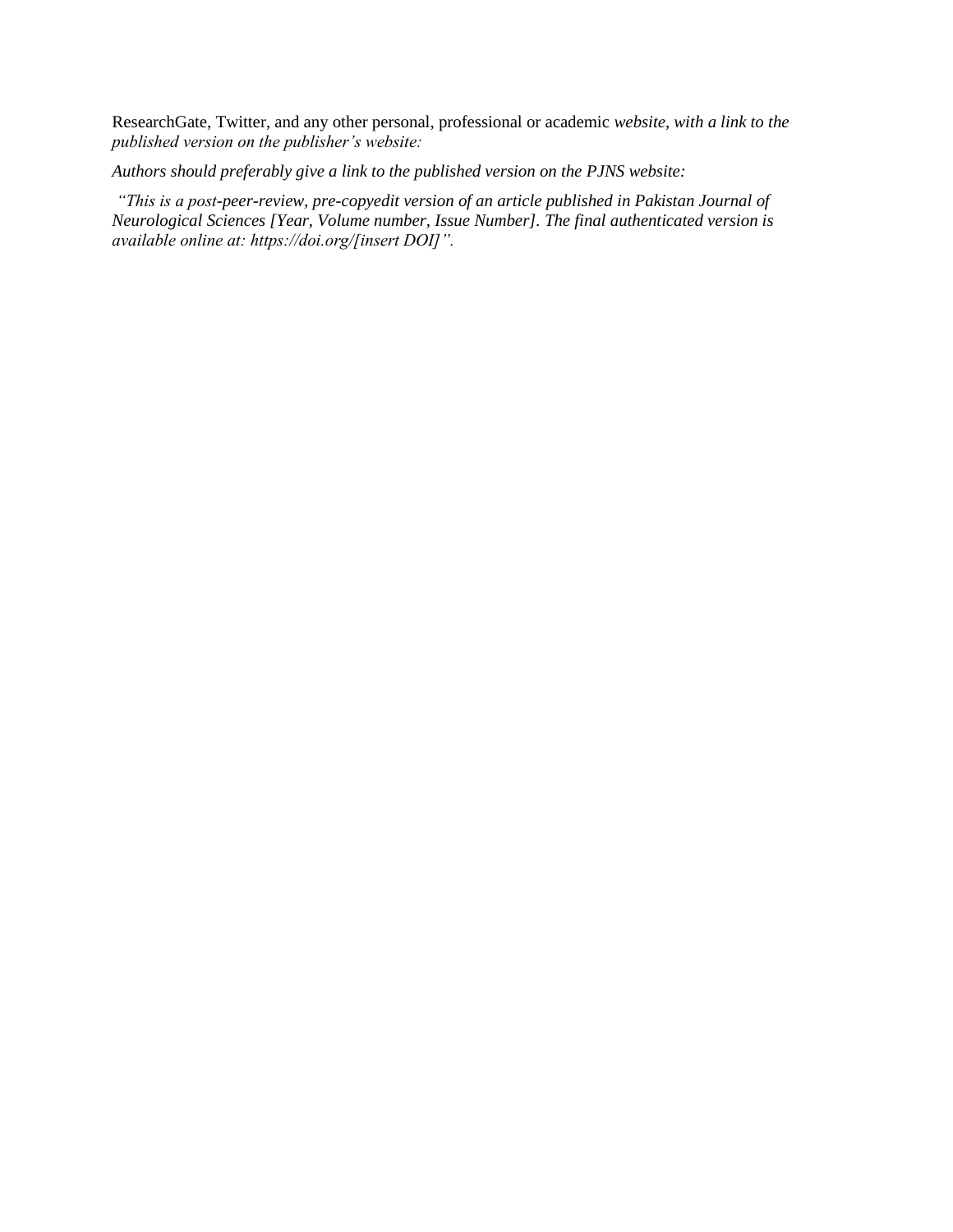ResearchGate, Twitter, and any other personal, professional or academic *website, with a link to the published version on the publisher's website:*

*Authors should preferably give a link to the published version on the PJNS website:*

*"This is a post-peer-review, pre-copyedit version of an article published in Pakistan Journal of Neurological Sciences [Year, Volume number, Issue Number]. The final authenticated version is available online at: https://doi.org/[insert DOI]".*